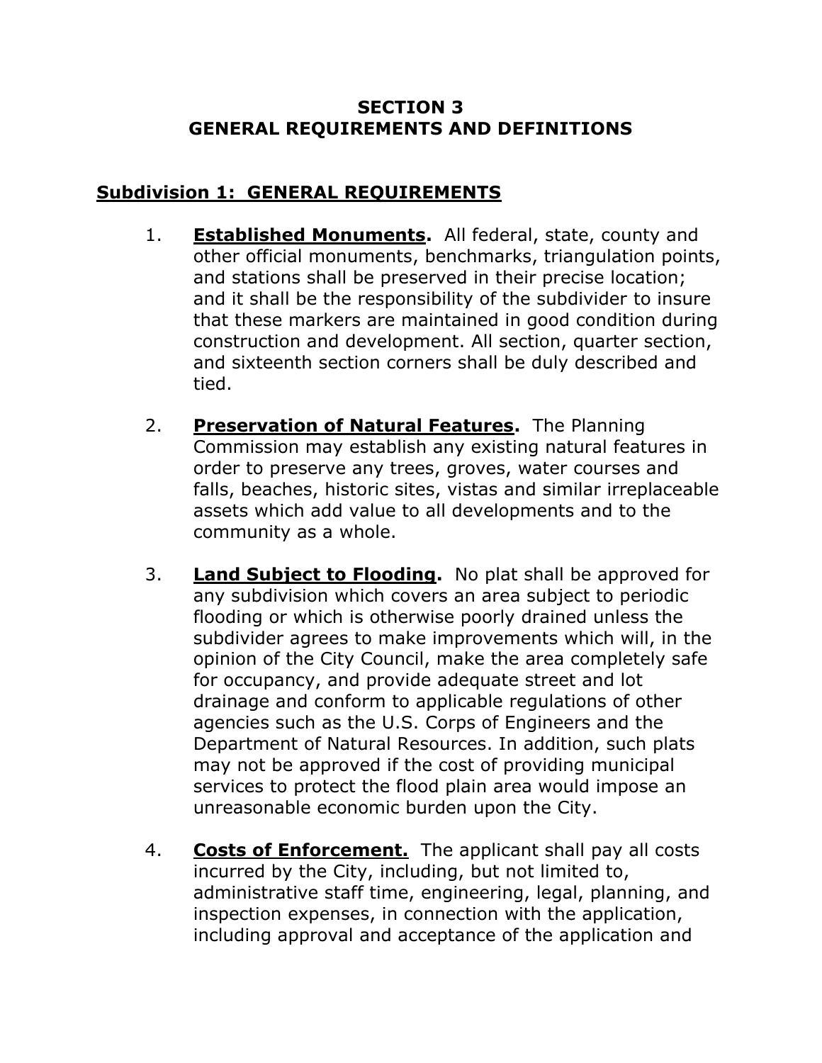# SECTION 3
# GENERAL REQUIREMENTS AND DEFINITIONS

## Subdivision 1: GENERAL REQUIREMENTS

1. **Established Monuments.** All federal, state, county and other official monuments, benchmarks, triangulation points, and stations shall be preserved in their precise location; and it shall be the responsibility of the subdivider to insure that these markers are maintained in good condition during construction and development. All section, quarter section, and sixteenth section corners shall be duly described and tied.

2. **Preservation of Natural Features.** The Planning Commission may establish any existing natural features in order to preserve any trees, groves, water courses and falls, beaches, historic sites, vistas and similar irreplaceable assets which add value to all developments and to the community as a whole.

3. **Land Subject to Flooding.** No plat shall be approved for any subdivision which covers an area subject to periodic flooding or which is otherwise poorly drained unless the subdivider agrees to make improvements which will, in the opinion of the City Council, make the area completely safe for occupancy, and provide adequate street and lot drainage and conform to applicable regulations of other agencies such as the U.S. Corps of Engineers and the Department of Natural Resources. In addition, such plats may not be approved if the cost of providing municipal services to protect the flood plain area would impose an unreasonable economic burden upon the City.

4. **Costs of Enforcement.** The applicant shall pay all costs incurred by the City, including, but not limited to, administrative staff time, engineering, legal, planning, and inspection expenses, in connection with the application, including approval and acceptance of the application and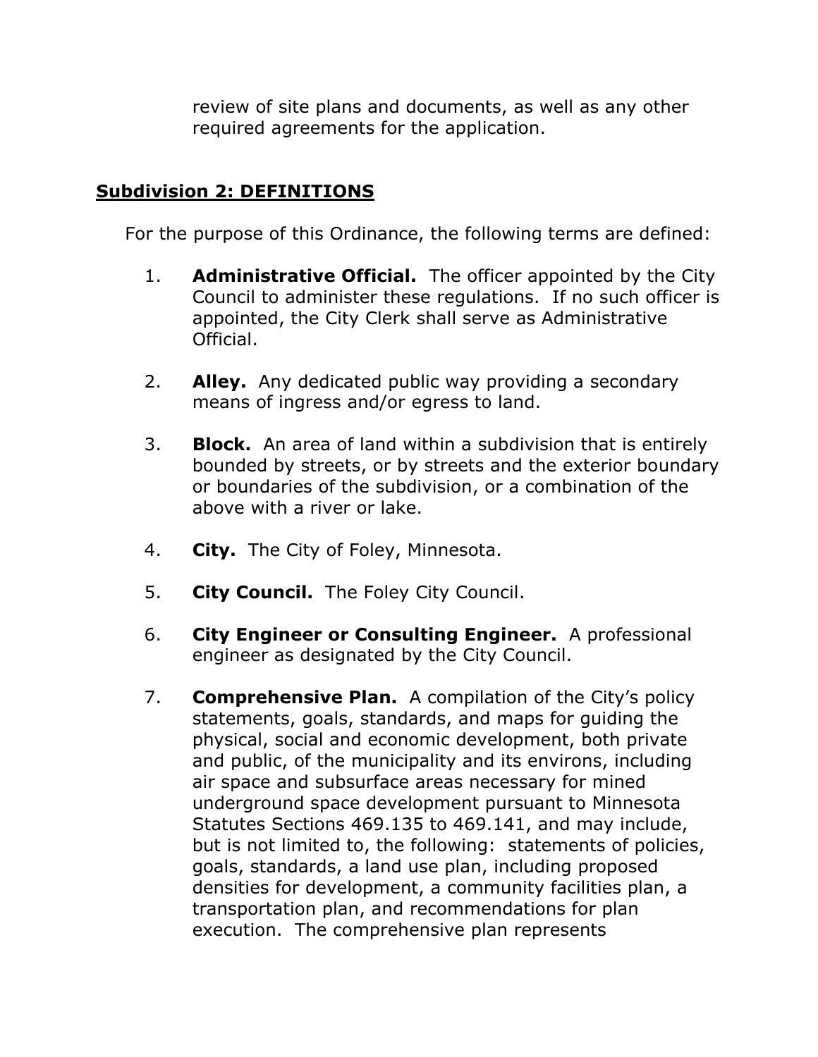review of site plans and documents, as well as any other required agreements for the application.

## Subdivision 2: DEFINITIONS

For the purpose of this Ordinance, the following terms are defined:

1. **Administrative Official.** The officer appointed by the City Council to administer these regulations. If no such officer is appointed, the City Clerk shall serve as Administrative Official.

2. **Alley.** Any dedicated public way providing a secondary means of ingress and/or egress to land.

3. **Block.** An area of land within a subdivision that is entirely bounded by streets, or by streets and the exterior boundary or boundaries of the subdivision, or a combination of the above with a river or lake.

4. **City.** The City of Foley, Minnesota.

5. **City Council.** The Foley City Council.

6. **City Engineer or Consulting Engineer.** A professional engineer as designated by the City Council.

7. **Comprehensive Plan.** A compilation of the City's policy statements, goals, standards, and maps for guiding the physical, social and economic development, both private and public, of the municipality and its environs, including air space and subsurface areas necessary for mined underground space development pursuant to Minnesota Statutes Sections 469.135 to 469.141, and may include, but is not limited to, the following: statements of policies, goals, standards, a land use plan, including proposed densities for development, a community facilities plan, a transportation plan, and recommendations for plan execution. The comprehensive plan represents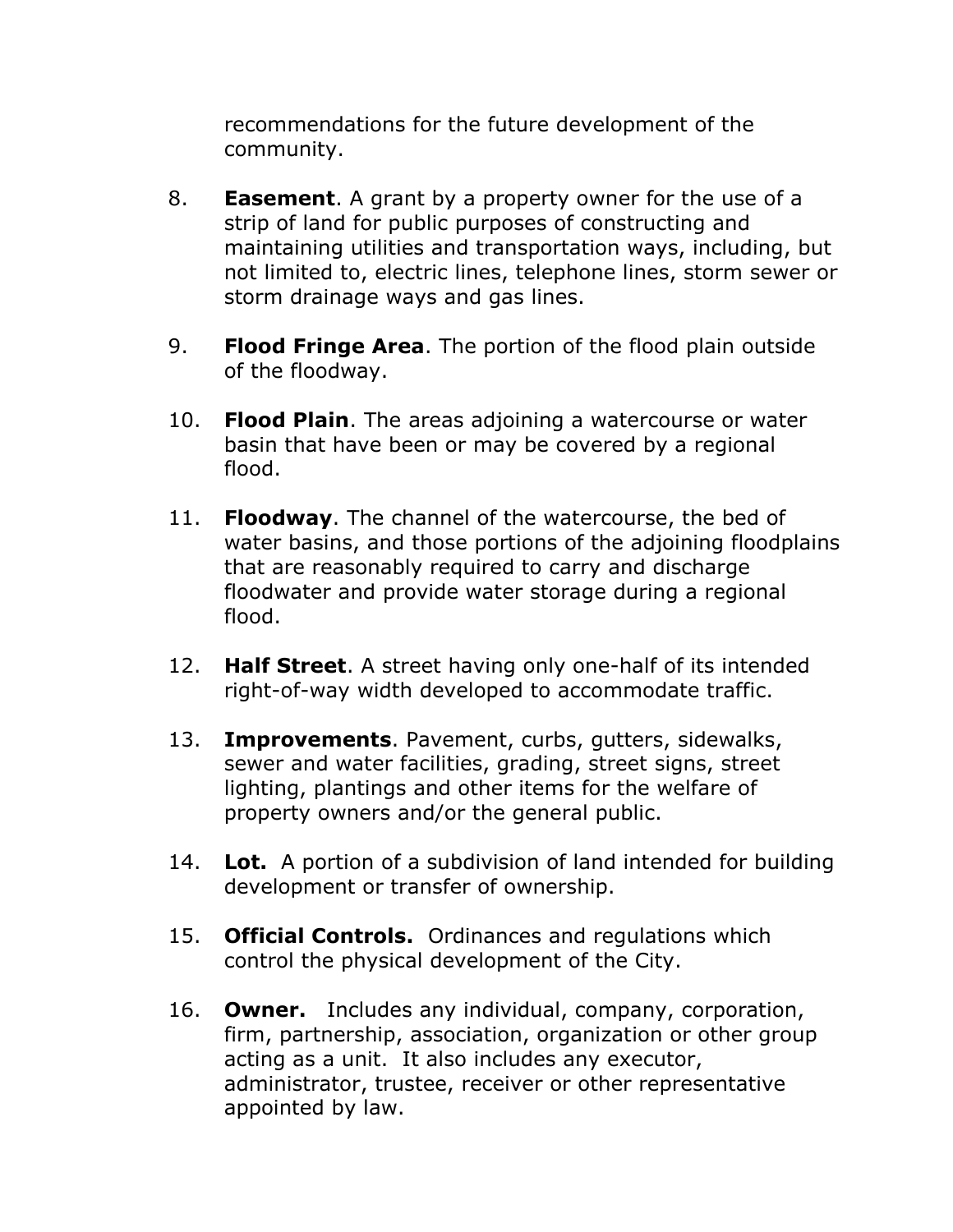recommendations for the future development of the community.

8. **Easement**. A grant by a property owner for the use of a strip of land for public purposes of constructing and maintaining utilities and transportation ways, including, but not limited to, electric lines, telephone lines, storm sewer or storm drainage ways and gas lines.

9. **Flood Fringe Area**. The portion of the flood plain outside of the floodway.

10. **Flood Plain**. The areas adjoining a watercourse or water basin that have been or may be covered by a regional flood.

11. **Floodway**. The channel of the watercourse, the bed of water basins, and those portions of the adjoining floodplains that are reasonably required to carry and discharge floodwater and provide water storage during a regional flood.

12. **Half Street**. A street having only one-half of its intended right-of-way width developed to accommodate traffic.

13. **Improvements**. Pavement, curbs, gutters, sidewalks, sewer and water facilities, grading, street signs, street lighting, plantings and other items for the welfare of property owners and/or the general public.

14. **Lot.** A portion of a subdivision of land intended for building development or transfer of ownership.

15. **Official Controls.** Ordinances and regulations which control the physical development of the City.

16. **Owner.** Includes any individual, company, corporation, firm, partnership, association, organization or other group acting as a unit. It also includes any executor, administrator, trustee, receiver or other representative appointed by law.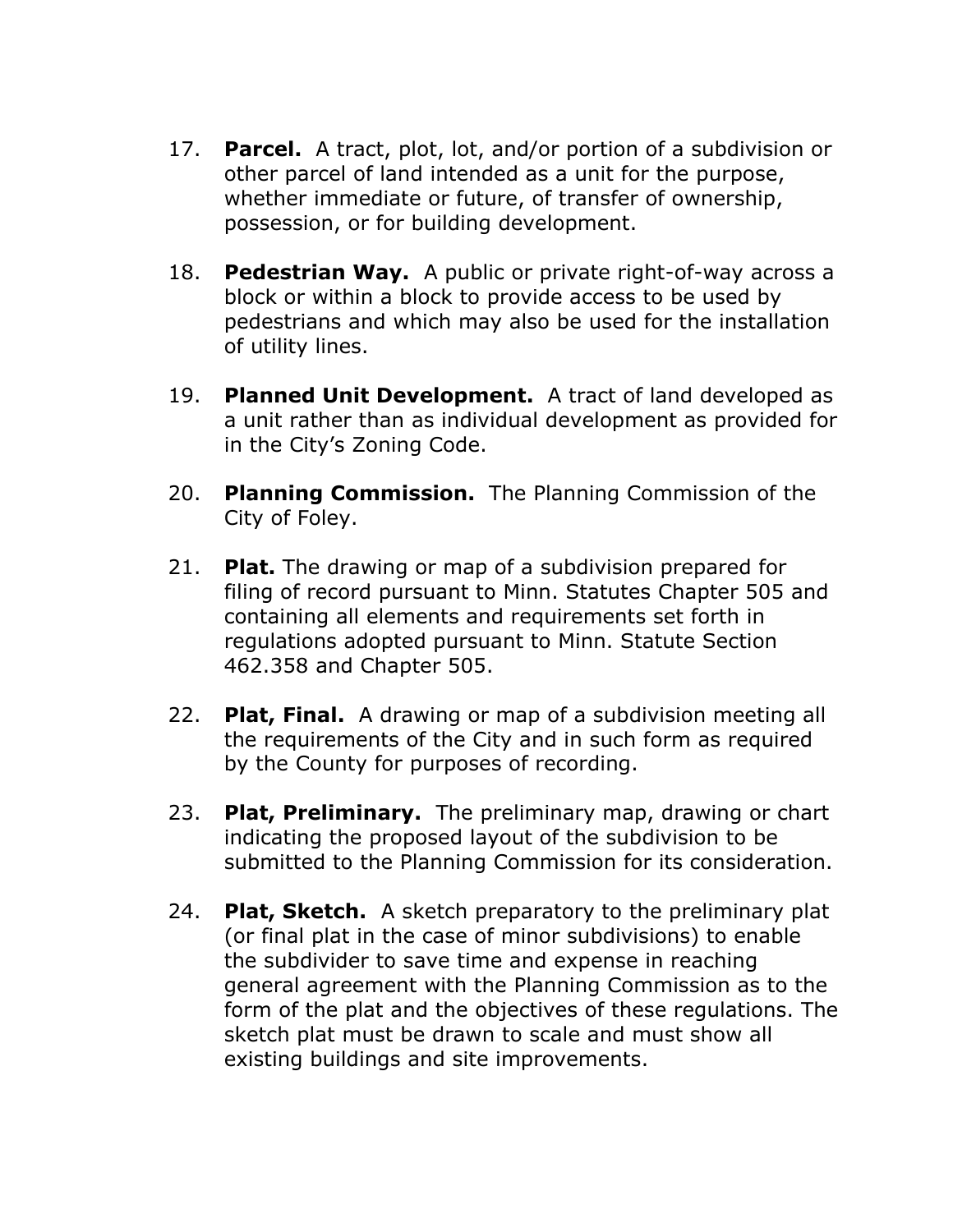17. **Parcel.** A tract, plot, lot, and/or portion of a subdivision or other parcel of land intended as a unit for the purpose, whether immediate or future, of transfer of ownership, possession, or for building development.

18. **Pedestrian Way.** A public or private right-of-way across a block or within a block to provide access to be used by pedestrians and which may also be used for the installation of utility lines.

19. **Planned Unit Development.** A tract of land developed as a unit rather than as individual development as provided for in the City's Zoning Code.

20. **Planning Commission.** The Planning Commission of the City of Foley.

21. **Plat.** The drawing or map of a subdivision prepared for filing of record pursuant to Minn. Statutes Chapter 505 and containing all elements and requirements set forth in regulations adopted pursuant to Minn. Statute Section 462.358 and Chapter 505.

22. **Plat, Final.** A drawing or map of a subdivision meeting all the requirements of the City and in such form as required by the County for purposes of recording.

23. **Plat, Preliminary.** The preliminary map, drawing or chart indicating the proposed layout of the subdivision to be submitted to the Planning Commission for its consideration.

24. **Plat, Sketch.** A sketch preparatory to the preliminary plat (or final plat in the case of minor subdivisions) to enable the subdivider to save time and expense in reaching general agreement with the Planning Commission as to the form of the plat and the objectives of these regulations. The sketch plat must be drawn to scale and must show all existing buildings and site improvements.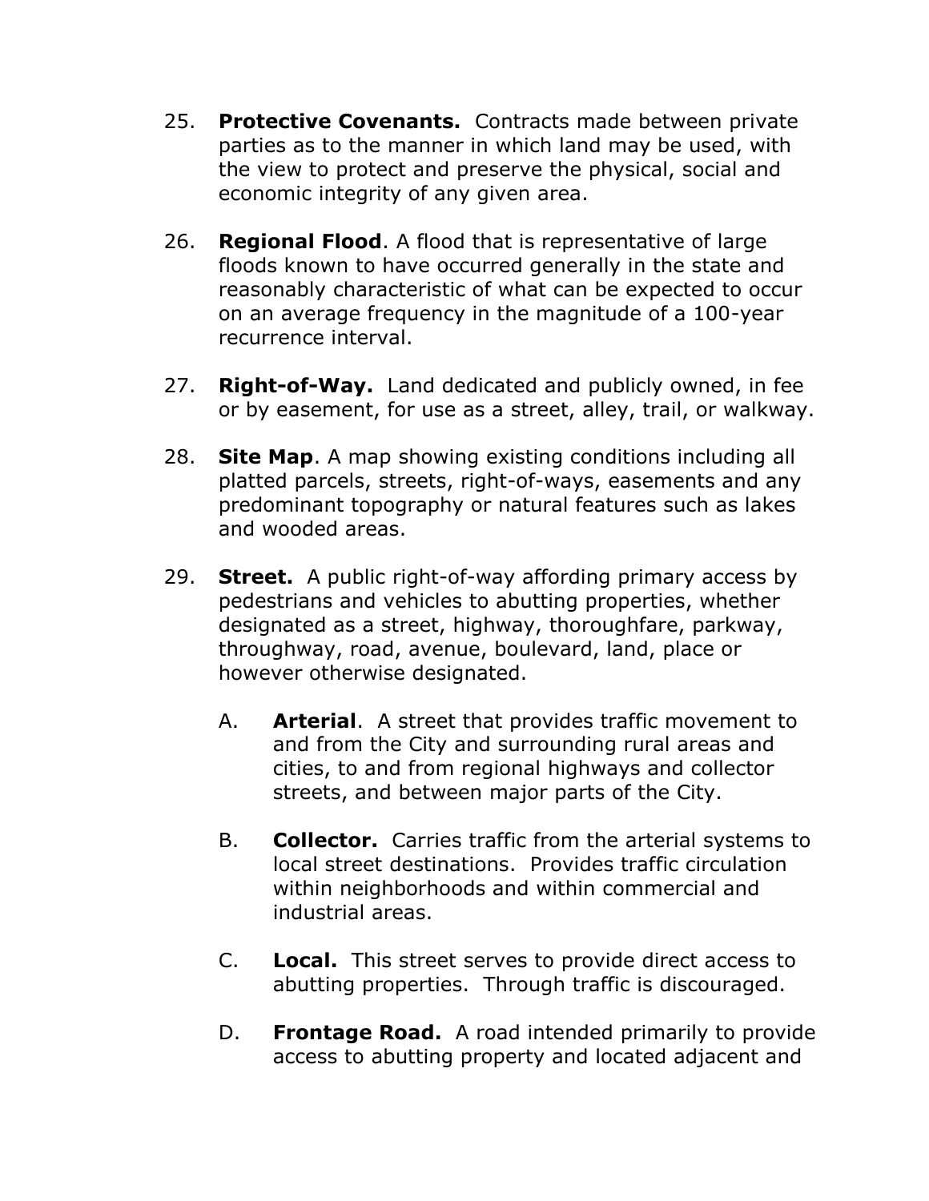25. **Protective Covenants.** Contracts made between private parties as to the manner in which land may be used, with the view to protect and preserve the physical, social and economic integrity of any given area.

26. **Regional Flood**. A flood that is representative of large floods known to have occurred generally in the state and reasonably characteristic of what can be expected to occur on an average frequency in the magnitude of a 100-year recurrence interval.

27. **Right-of-Way.** Land dedicated and publicly owned, in fee or by easement, for use as a street, alley, trail, or walkway.

28. **Site Map**. A map showing existing conditions including all platted parcels, streets, right-of-ways, easements and any predominant topography or natural features such as lakes and wooded areas.

29. **Street.** A public right-of-way affording primary access by pedestrians and vehicles to abutting properties, whether designated as a street, highway, thoroughfare, parkway, throughway, road, avenue, boulevard, land, place or however otherwise designated.

    A. **Arterial**. A street that provides traffic movement to and from the City and surrounding rural areas and cities, to and from regional highways and collector streets, and between major parts of the City.

    B. **Collector.** Carries traffic from the arterial systems to local street destinations. Provides traffic circulation within neighborhoods and within commercial and industrial areas.

    C. **Local.** This street serves to provide direct access to abutting properties. Through traffic is discouraged.

    D. **Frontage Road.** A road intended primarily to provide access to abutting property and located adjacent and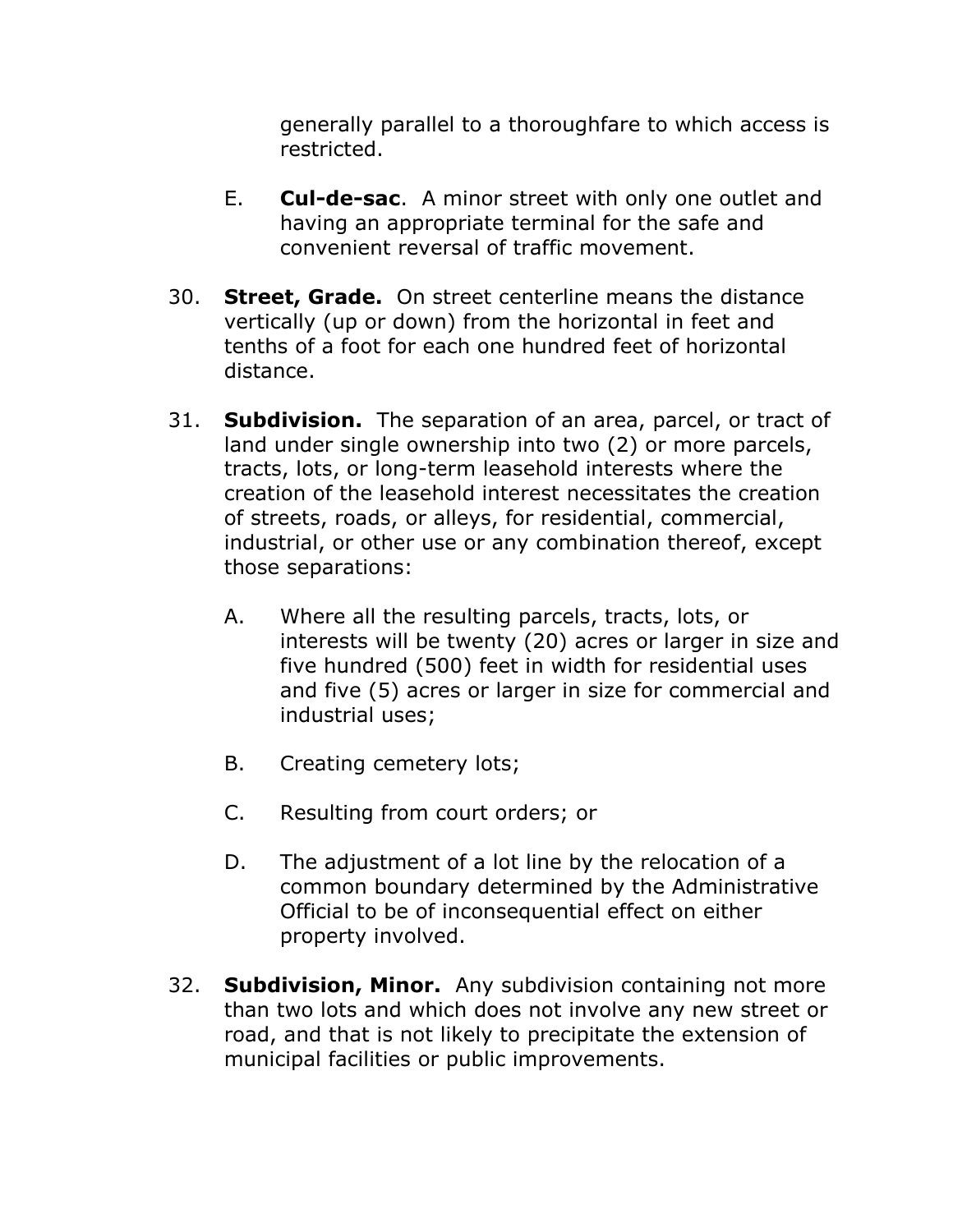generally parallel to a thoroughfare to which access is restricted.

E. **Cul-de-sac**. A minor street with only one outlet and having an appropriate terminal for the safe and convenient reversal of traffic movement.

30. **Street, Grade.** On street centerline means the distance vertically (up or down) from the horizontal in feet and tenths of a foot for each one hundred feet of horizontal distance.

31. **Subdivision.** The separation of an area, parcel, or tract of land under single ownership into two (2) or more parcels, tracts, lots, or long-term leasehold interests where the creation of the leasehold interest necessitates the creation of streets, roads, or alleys, for residential, commercial, industrial, or other use or any combination thereof, except those separations:

    A. Where all the resulting parcels, tracts, lots, or interests will be twenty (20) acres or larger in size and five hundred (500) feet in width for residential uses and five (5) acres or larger in size for commercial and industrial uses;

    B. Creating cemetery lots;

    C. Resulting from court orders; or

    D. The adjustment of a lot line by the relocation of a common boundary determined by the Administrative Official to be of inconsequential effect on either property involved.

32. **Subdivision, Minor.** Any subdivision containing not more than two lots and which does not involve any new street or road, and that is not likely to precipitate the extension of municipal facilities or public improvements.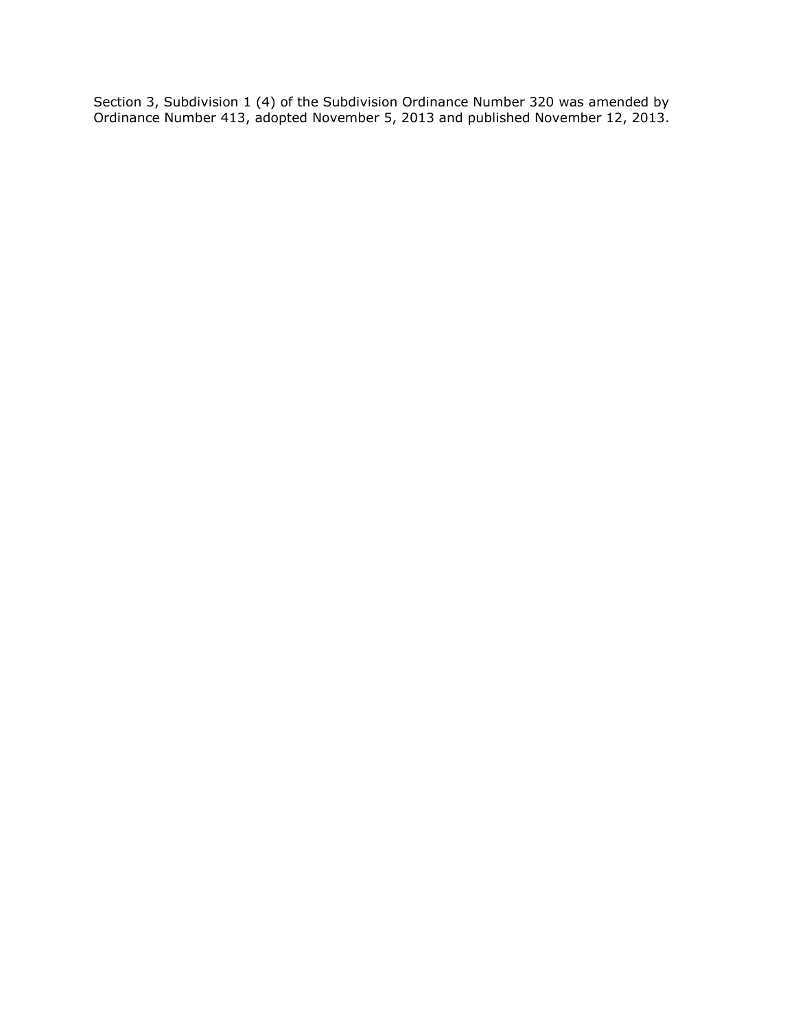Section 3, Subdivision 1 (4) of the Subdivision Ordinance Number 320 was amended by Ordinance Number 413, adopted November 5, 2013 and published November 12, 2013.